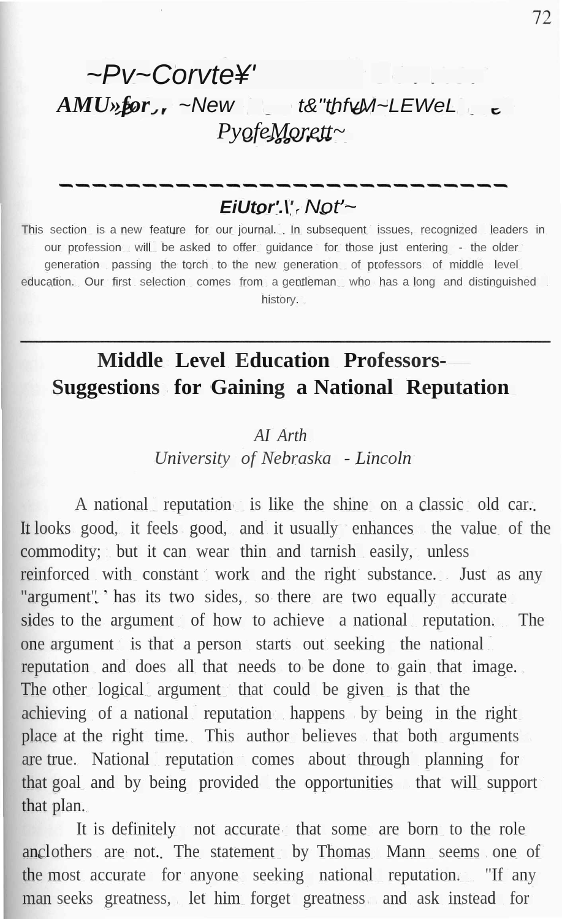# ~Pv~Corvte¥'

## *AMU»for,, ~New t&"thfvM~LEWeL* 

## *PyofeMorett~*

---

### *EiUtor'.\', Not'~*

This section is a new feature for our journal. In subsequent issues, recognized leaders in our profession will be asked to offer guidance for those just entering - the older generation passing the torch to the new generation of professors of middle level education. Our first selection comes from a gentleman who has a long and distinguished history.

---

# Middle Level Education Professors-Suggestions for Gaining a National Reputation

*AI Arth*

*University of Nebraska - Lincoln*

A national reputation is like the shine on a classic old car. It looks good, it feels good, and it usually enhances the value of the commodity; but it can wear thin and tarnish easily, unless reinforced with constant work and the right substance. Just as any "argument" has its two sides, so there are two equally accurate sides to the argument of how to achieve a national reputation. The one argument is that a person starts out seeking the national reputation and does all that needs to be done to gain that image. The other logical argument that could be given is that the achieving of a national reputation happens by being in the right place at the right time. This author believes that both arguments are true. National reputation comes about through planning for that goal and by being provided the opportunities that will support that plan.

It is definitely not accurate that some are born to the role and others are not. The statement by Thomas Mann seems one of the most accurate for anyone seeking national reputation. "If any man seeks greatness, let him forget greatness and ask instead for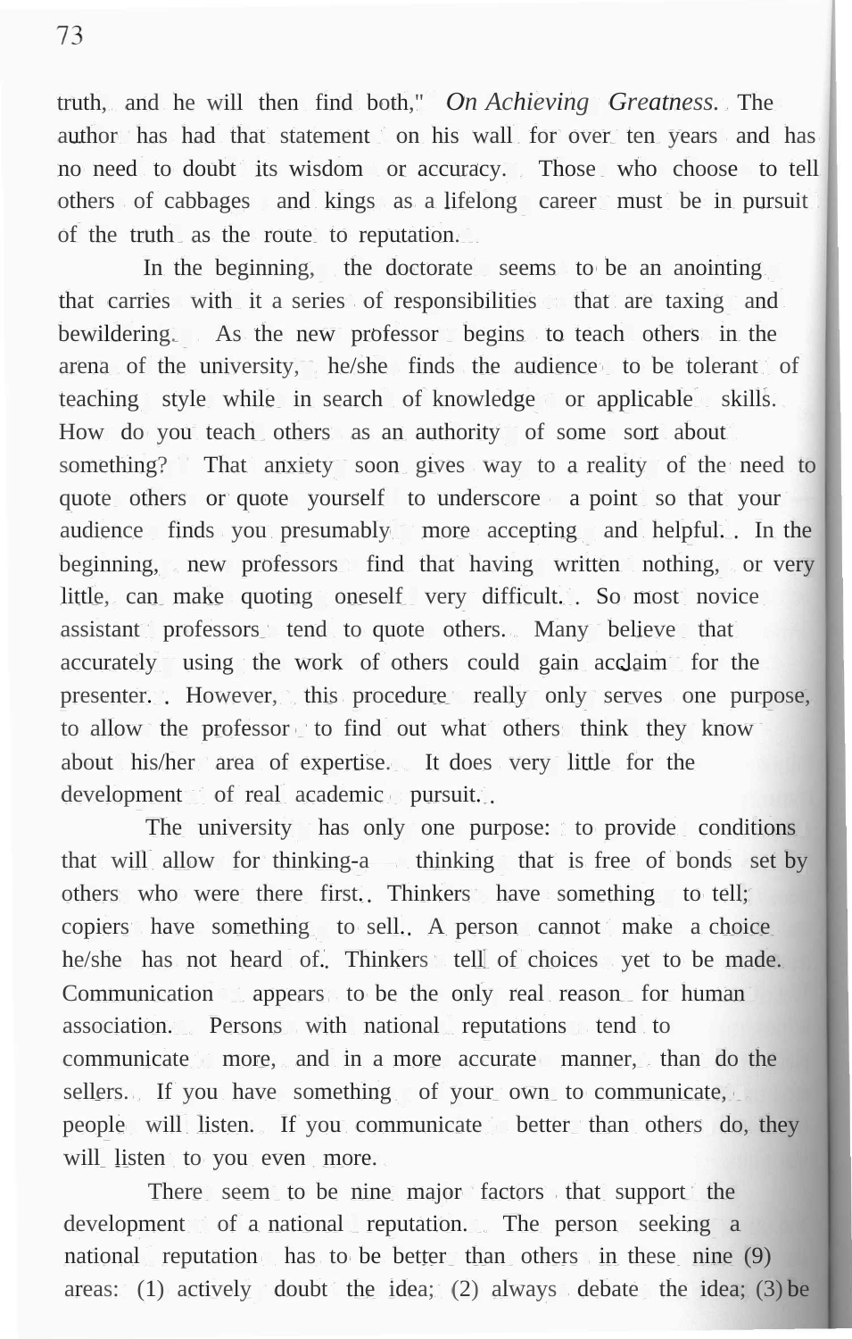truth, and he will then find both," *On Achieving Greatness.* The author has had that statement on his wall for over ten years and has no need to doubt its wisdom or accuracy. Those who choose to tell others of cabbages and kings as a lifelong career must be in pursuit of the truth as the route to reputation.

In the beginning, the doctorate seems to be an anointing that carries with it a series of responsibilities that are taxing and bewildering. As the new professor begins to teach others in the arena of the university, he/she finds the audience to be tolerant of teaching style while in search of knowledge or applicable skills. How do you teach others as an authority of some sort about something? That anxiety soon gives way to a reality of the need to quote others or quote yourself to underscore a point so that your audience finds you presumably more accepting and helpful. In the beginning, new professors find that having written nothing, or very little, can make quoting oneself very difficult. So most novice assistant professors tend to quote others. Many believe that accurately using the work of others could gain acclaim for the presenter. However, this procedure really only serves one purpose, to allow the professor to find out what others think they know about his/her area of expertise. It does very little for the development of real academic pursuit.

The university has only one purpose: to provide conditions that will allow for thinking-a thinking that is free of bonds set by others who were there first. Thinkers have something to tell; copiers have something to sell. A person cannot make a choice he/she has not heard of. Thinkers tell of choices yet to be made. Communication appears to be the only real reason for human association. Persons with national reputations tend to communicate more, and in a more accurate manner, than do the sellers. If you have something of your own to communicate, people will listen. If you communicate better than others do, they will listen to you even more.

There seem to be nine major factors that support the development of a national reputation. The person seeking a national reputation has to be better than others in these nine (9) areas: (1) actively doubt the idea; (2) always debate the idea; (3) be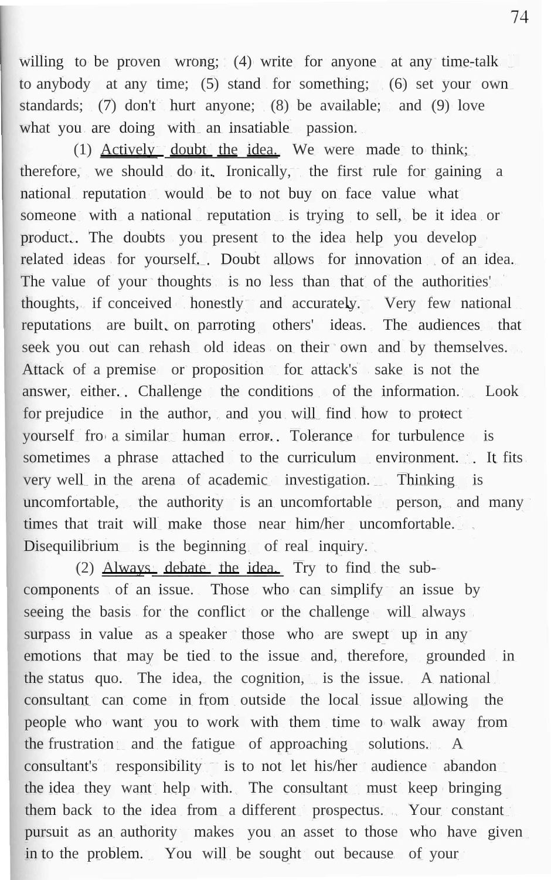willing to be proven wrong; (4) write for anyone at any time-talk to anybody at any time; (5) stand for something; (6) set your own standards; (7) don't hurt anyone; (8) be available; and (9) love what you are doing with an insatiable passion.

(1) Actively doubt the idea. We were made to think; therefore, we should do it. Ironically, the first rule for gaining a national reputation would be to not buy on face value what someone with a national reputation is trying to sell, be it idea or product. The doubts you present to the idea help you develop related ideas for yourself. Doubt allows for innovation of an idea. The value of your thoughts is no less than that of the authorities' thoughts, if conceived honestly and accurately. Very few national reputations are built on parroting others' ideas. The audiences that seek you out can rehash old ideas on their own and by themselves. Attack of a premise or proposition for attack's sake is not the answer, either. Challenge the conditions of the information. Look for prejudice in the author, and you will find how to protect yourself fro a similar human error. Tolerance for turbulence is sometimes a phrase attached to the curriculum environment. It fits very well in the arena of academic investigation. Thinking is uncomfortable, the authority is an uncomfortable person, and many times that trait will make those near him/her uncomfortable. Disequilibrium is the beginning of real inquiry.

(2) Always debate the idea. Try to find the sub-components of an issue. Those who can simplify an issue by seeing the basis for the conflict or the challenge will always surpass in value as a speaker those who are swept up in any emotions that may be tied to the issue and, therefore, grounded in the status quo. The idea, the cognition, is the issue. A national consultant can come in from outside the local issue allowing the people who want you to work with them time to walk away from the frustration and the fatigue of approaching solutions. A consultant's responsibility is to not let his/her audience abandon the idea they want help with. The consultant must keep bringing them back to the idea from a different prospectus. Your constant pursuit as an authority makes you an asset to those who have given in to the problem. You will be sought out because of your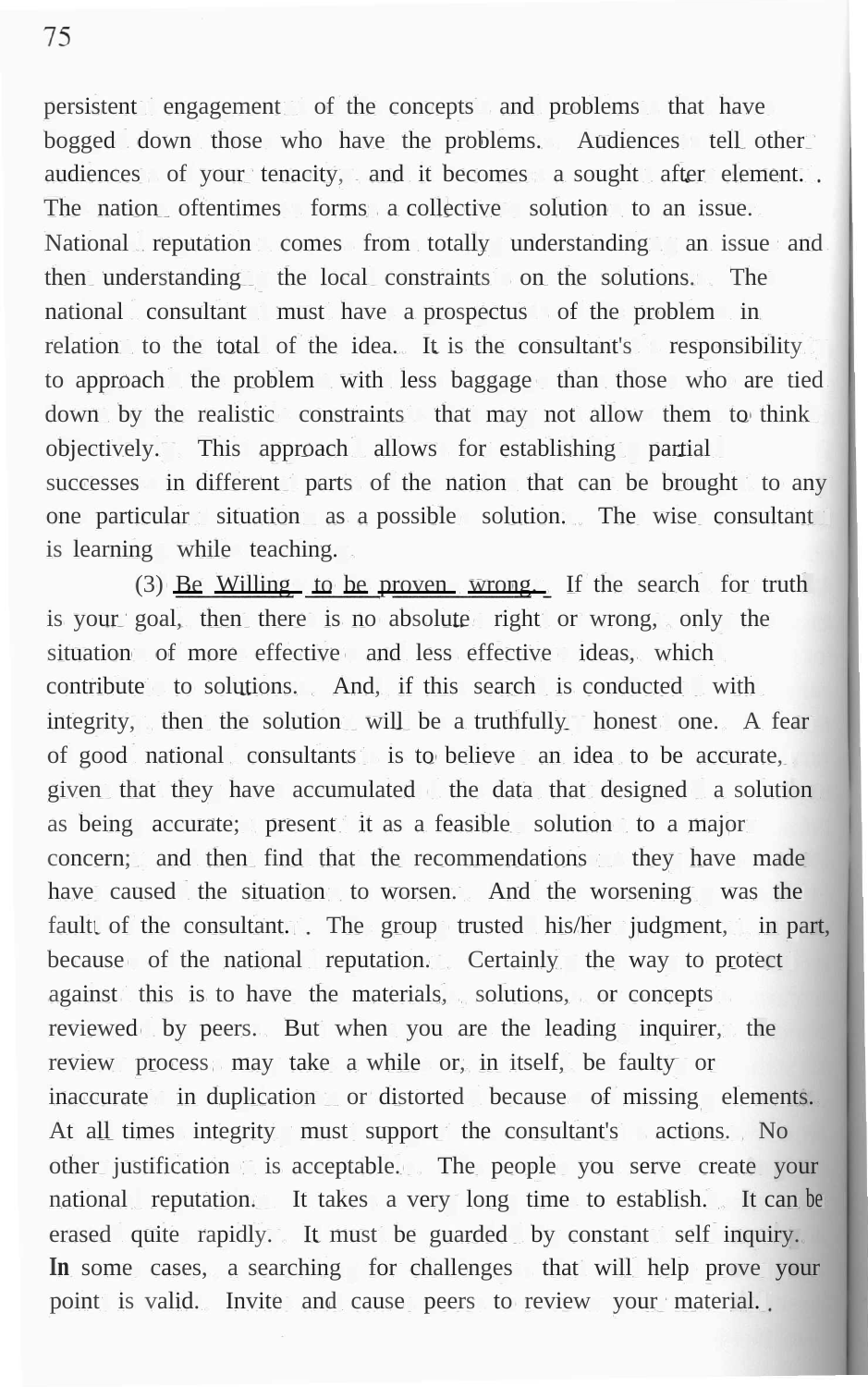persistent engagement of the concepts and problems that have bogged down those who have the problems. Audiences tell other audiences of your tenacity, and it becomes a sought after element. The nation oftentimes forms a collective solution to an issue. National reputation comes from totally understanding an issue and then understanding the local constraints on the solutions. The national consultant must have a prospectus of the problem in relation to the total of the idea. It is the consultant's responsibility to approach the problem with less baggage than those who are tied down by the realistic constraints that may not allow them to think objectively. This approach allows for establishing partial successes in different parts of the nation that can be brought to any one particular situation as a possible solution. The wise consultant is learning while teaching.

(3) Be Willing to be proven wrong. If the search for truth is your goal, then there is no absolute right or wrong, only the situation of more effective and less effective ideas, which contribute to solutions. And, if this search is conducted with integrity, then the solution will be a truthfully honest one. A fear of good national consultants is to believe an idea to be accurate, given that they have accumulated the data that designed a solution as being accurate; present it as a feasible solution to a major concern; and then find that the recommendations they have made have caused the situation to worsen. And the worsening was the fault of the consultant. The group trusted his/her judgment, in part, because of the national reputation. Certainly the way to protect against this is to have the materials, solutions, or concepts reviewed by peers. But when you are the leading inquirer, the review process may take a while or, in itself, be faulty or inaccurate in duplication or distorted because of missing elements. At all times integrity must support the consultant's actions. No other justification is acceptable. The people you serve create your national reputation. It takes a very long time to establish. It can be erased quite rapidly. It must be guarded by constant self inquiry. In some cases, a searching for challenges that will help prove your point is valid. Invite and cause peers to review your material.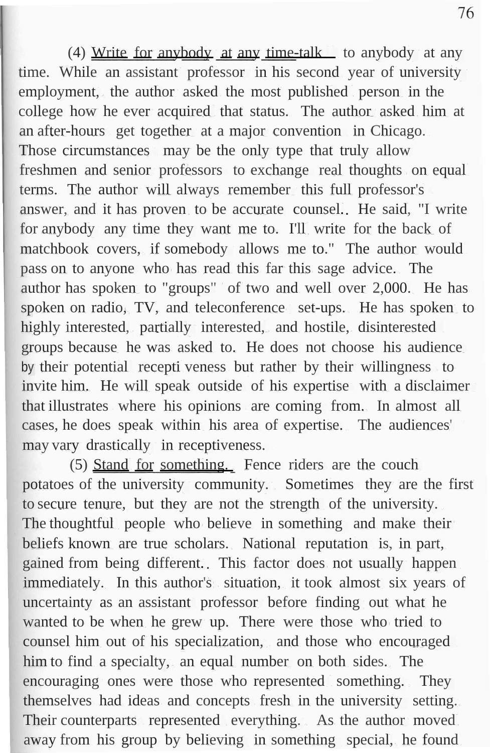(4) Write for anybody at any time-talk to anybody at any time. While an assistant professor in his second year of university employment, the author asked the most published person in the college how he ever acquired that status. The author asked him at an after-hours get together at a major convention in Chicago. Those circumstances may be the only type that truly allow freshmen and senior professors to exchange real thoughts on equal terms. The author will always remember this full professor's answer, and it has proven to be accurate counsel.. He said, "I write for anybody any time they want me to. I'll write for the back of matchbook covers, if somebody allows me to." The author would pass on to anyone who has read this far this sage advice. The author has spoken to "groups" of two and well over 2,000. He has spoken on radio, TV, and teleconference set-ups. He has spoken to highly interested, partially interested, and hostile, disinterested groups because he was asked to. He does not choose his audience by their potential recepti veness but rather by their willingness to invite him. He will speak outside of his expertise with a disclaimer that illustrates where his opinions are coming from. In almost all cases, he does speak within his area of expertise. The audiences' may vary drastically in receptiveness.

(5) Stand for something. Fence riders are the couch potatoes of the university community. Sometimes they are the first to secure tenure, but they are not the strength of the university. The thoughtful people who believe in something and make their beliefs known are true scholars. National reputation is, in part, gained from being different.. This factor does not usually happen immediately. In this author's situation, it took almost six years of uncertainty as an assistant professor before finding out what he wanted to be when he grew up. There were those who tried to counsel him out of his specialization, and those who encouraged him to find a specialty, an equal number on both sides. The encouraging ones were those who represented something. They themselves had ideas and concepts fresh in the university setting. Their counterparts represented everything. As the author moved away from his group by believing in something special, he found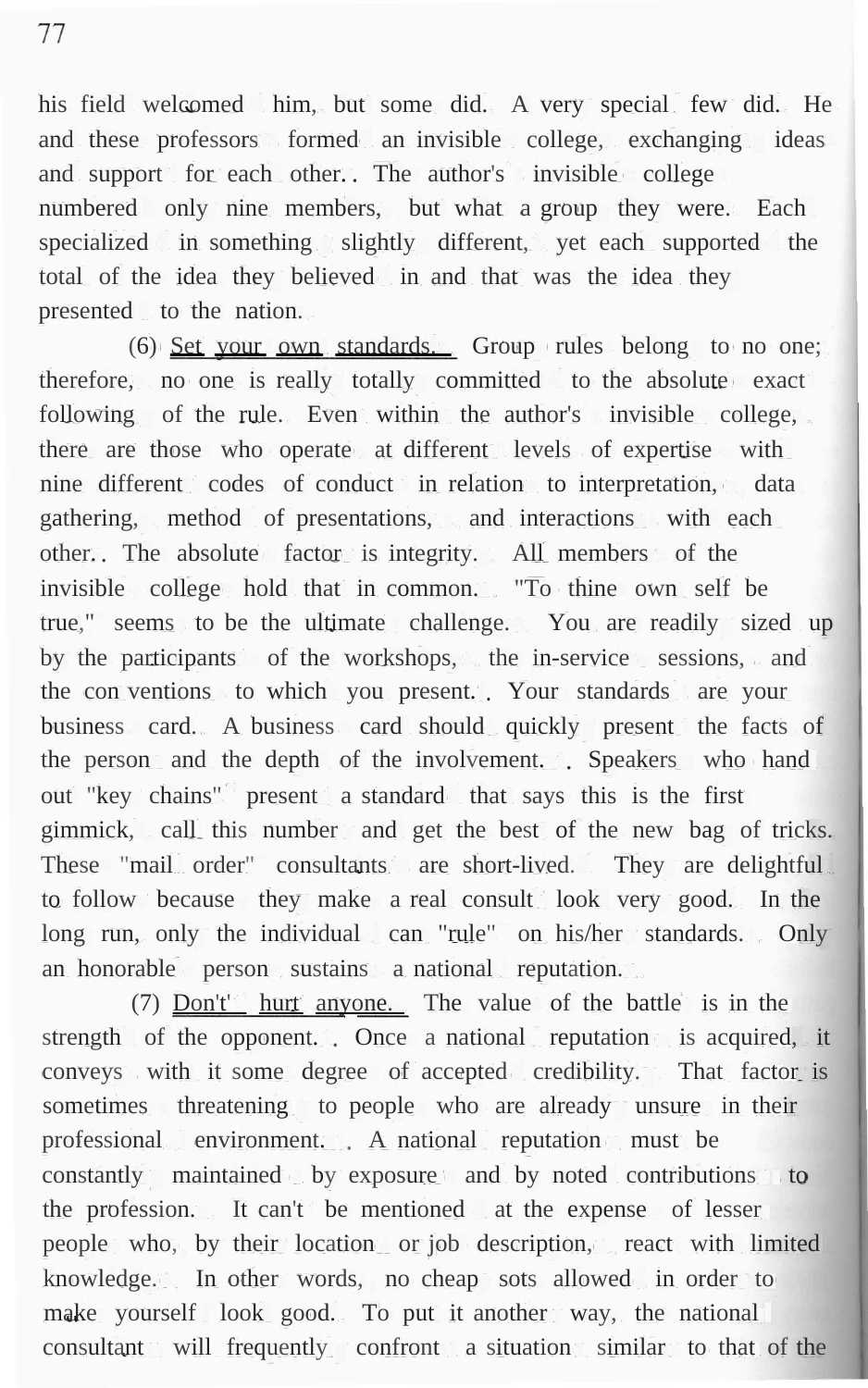his field welcomed him, but some did. A very special few did. He and these professors formed an invisible college, exchanging ideas and support for each other. The author's invisible college numbered only nine members, but what a group they were. Each specialized in something slightly different, yet each supported the total of the idea they believed in and that was the idea they presented to the nation.

(6) Set your own standards. Group rules belong to no one; therefore, no one is really totally committed to the absolute exact following of the rule. Even within the author's invisible college, there are those who operate at different levels of expertise with nine different codes of conduct in relation to interpretation, data gathering, method of presentations, and interactions with each other. The absolute factor is integrity. All members of the invisible college hold that in common. "To thine own self be true," seems to be the ultimate challenge. You are readily sized up by the participants of the workshops, the in-service sessions, and the conventions to which you present. Your standards are your business card. A business card should quickly present the facts of the person and the depth of the involvement. Speakers who hand out "key chains" present a standard that says this is the first gimmick, call this number and get the best of the new bag of tricks. These "mail order" consultants are short-lived. They are delightful to follow because they make a real consult look very good. In the long run, only the individual can "rule" on his/her standards. Only an honorable person sustains a national reputation.

(7) Don't hurt anyone. The value of the battle is in the strength of the opponent. Once a national reputation is acquired, it conveys with it some degree of accepted credibility. That factor is sometimes threatening to people who are already unsure in their professional environment. A national reputation must be constantly maintained by exposure and by noted contributions to the profession. It can't be mentioned at the expense of lesser people who, by their location or job description, react with limited knowledge. In other words, no cheap sots allowed in order to make yourself look good. To put it another way, the national consultant will frequently confront a situation similar to that of the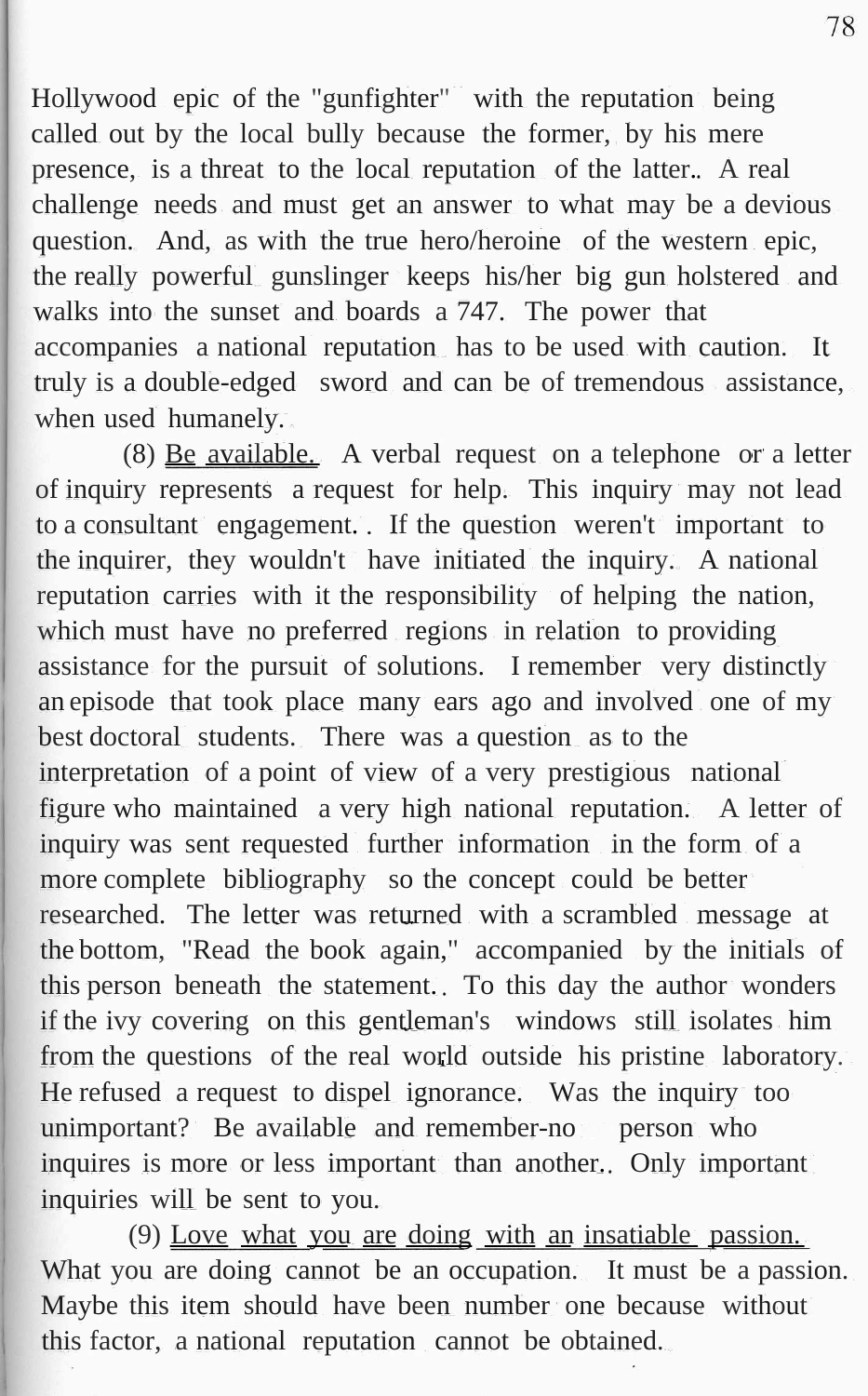Hollywood epic of the "gunfighter" with the reputation being called out by the local bully because the former, by his mere presence, is a threat to the local reputation of the latter. A real challenge needs and must get an answer to what may be a devious question. And, as with the true hero/heroine of the western epic, the really powerful gunslinger keeps his/her big gun holstered and walks into the sunset and boards a 747. The power that accompanies a national reputation has to be used with caution. It truly is a double-edged sword and can be of tremendous assistance, when used humanely.

(8) Be available. A verbal request on a telephone or a letter of inquiry represents a request for help. This inquiry may not lead to a consultant engagement. If the question weren't important to the inquirer, they wouldn't have initiated the inquiry. A national reputation carries with it the responsibility of helping the nation, which must have no preferred regions in relation to providing assistance for the pursuit of solutions. I remember very distinctly an episode that took place many ears ago and involved one of my best doctoral students. There was a question as to the interpretation of a point of view of a very prestigious national figure who maintained a very high national reputation. A letter of inquiry was sent requested further information in the form of a more complete bibliography so the concept could be better researched. The letter was returned with a scrambled message at the bottom, "Read the book again," accompanied by the initials of this person beneath the statement. To this day the author wonders if the ivy covering on this gentleman's windows still isolates him from the questions of the real world outside his pristine laboratory. He refused a request to dispel ignorance. Was the inquiry too unimportant? Be available and remember-no person who inquires is more or less important than another. Only important inquiries will be sent to you.

(9) Love what you are doing with an insatiable passion. What you are doing cannot be an occupation. It must be a passion. Maybe this item should have been number one because without this factor, a national reputation cannot be obtained.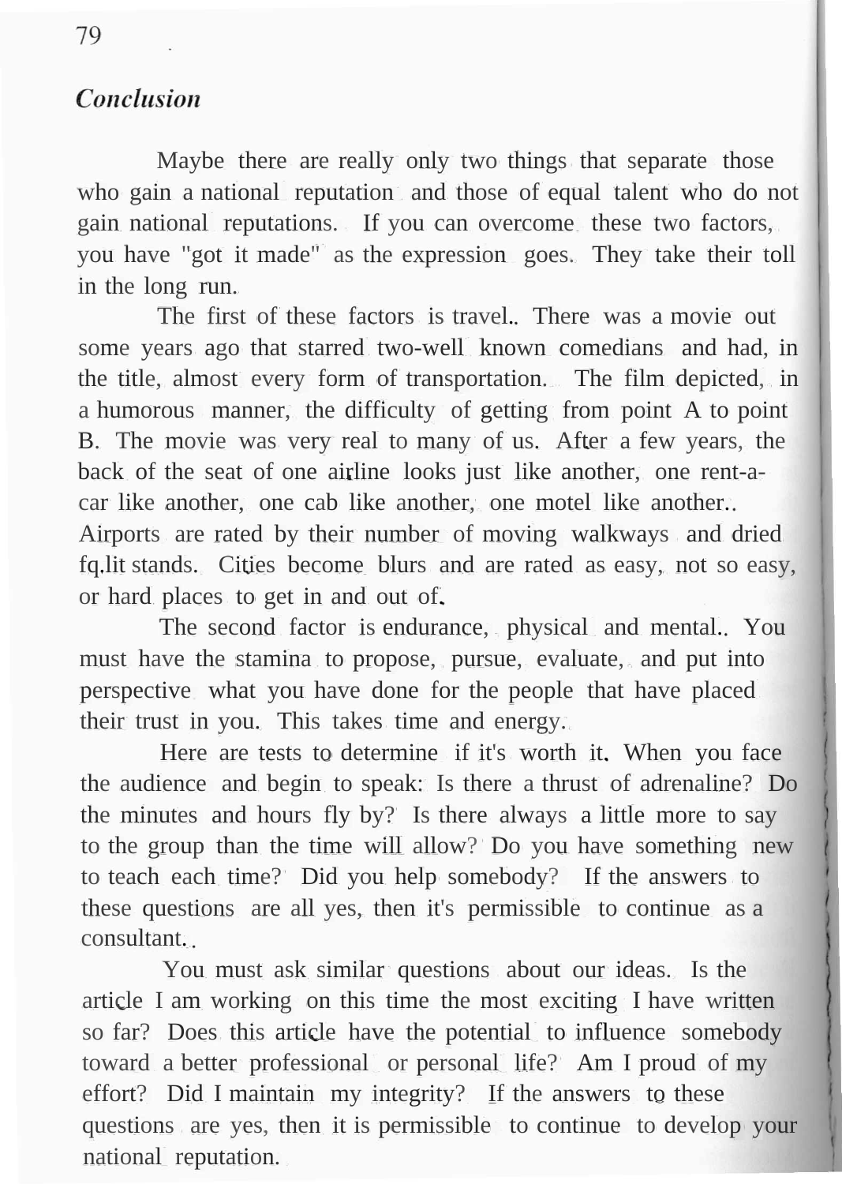## *Conclusion*

Maybe there are really only two things that separate those who gain a national reputation and those of equal talent who do not gain national reputations. If you can overcome these two factors, you have "got it made" as the expression goes. They take their toll in the long run.

The first of these factors is travel. There was a movie out some years ago that starred two-well known comedians and had, in the title, almost every form of transportation. The film depicted, in a humorous manner, the difficulty of getting from point A to point B. The movie was very real to many of us. After a few years, the back of the seat of one airline looks just like another, one rent-a-car like another, one cab like another, one motel like another. Airports are rated by their number of moving walkways and dried fq.lit stands. Cities become blurs and are rated as easy, not so easy, or hard places to get in and out of.

The second factor is endurance, physical and mental. You must have the stamina to propose, pursue, evaluate, and put into perspective what you have done for the people that have placed their trust in you. This takes time and energy.

Here are tests to determine if it's worth it. When you face the audience and begin to speak: Is there a thrust of adrenaline? Do the minutes and hours fly by? Is there always a little more to say to the group than the time will allow? Do you have something new to teach each time? Did you help somebody? If the answers to these questions are all yes, then it's permissible to continue as a consultant.

You must ask similar questions about our ideas. Is the article I am working on this time the most exciting I have written so far? Does this article have the potential to influence somebody toward a better professional or personal life? Am I proud of my effort? Did I maintain my integrity? If the answers to these questions are yes, then it is permissible to continue to develop your national reputation.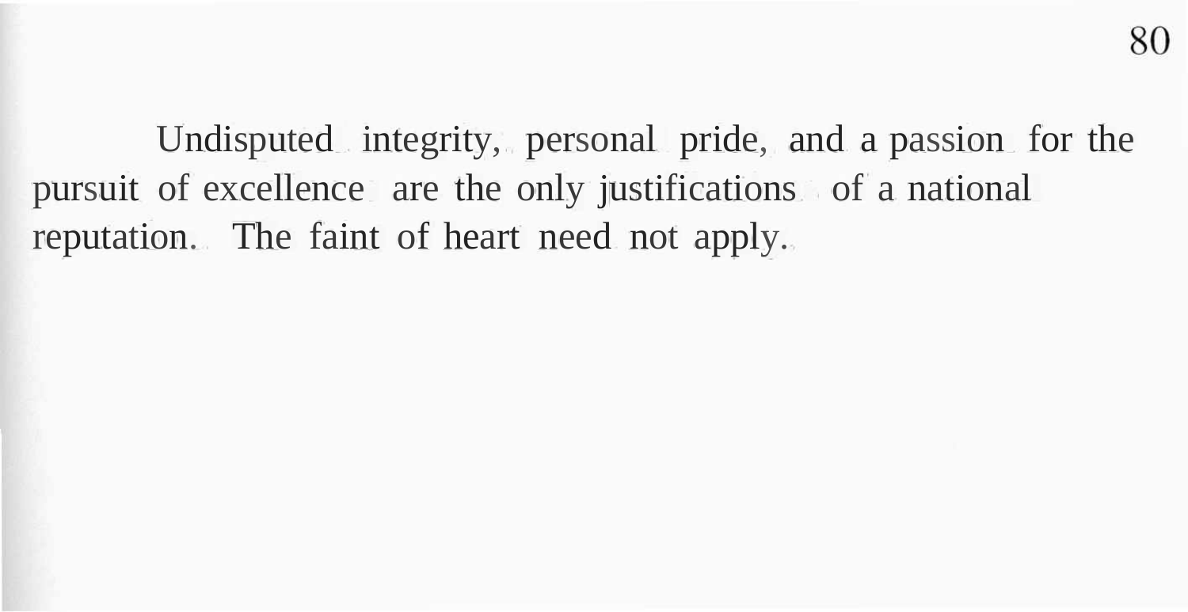Undisputed integrity, personal pride, and a passion for the pursuit of excellence are the only justifications of a national reputation. The faint of heart need not apply.